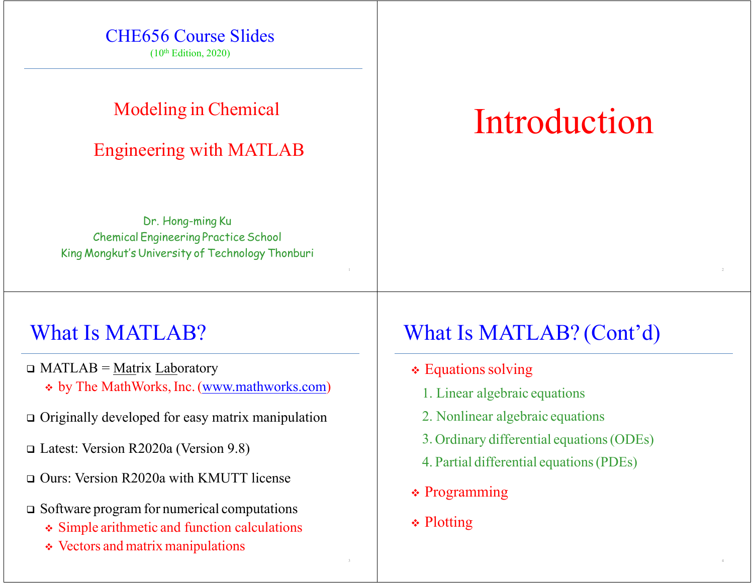# CHE656 Course Slides

(10th Edition, 2020)

## Modeling in Chemical Engineering with MATLAB

Dr. Hong-ming Ku
Chemical Engineering Practice School
King Mongkut's University of Technology Thonburi

# Introduction

## What Is MATLAB?

- MATLAB = Matrix Laboratory
  - by The MathWorks, Inc. (www.mathworks.com)
- Originally developed for easy matrix manipulation
- Latest: Version R2020a (Version 9.8)
- Ours: Version R2020a with KMUTT license
- Software program for numerical computations
  - Simple arithmetic and function calculations
  - Vectors and matrix manipulations

## What Is MATLAB? (Cont'd)

- Equations solving
  1. Linear algebraic equations
  2. Nonlinear algebraic equations
  3. Ordinary differential equations (ODEs)
  4. Partial differential equations (PDEs)
- Programming
- Plotting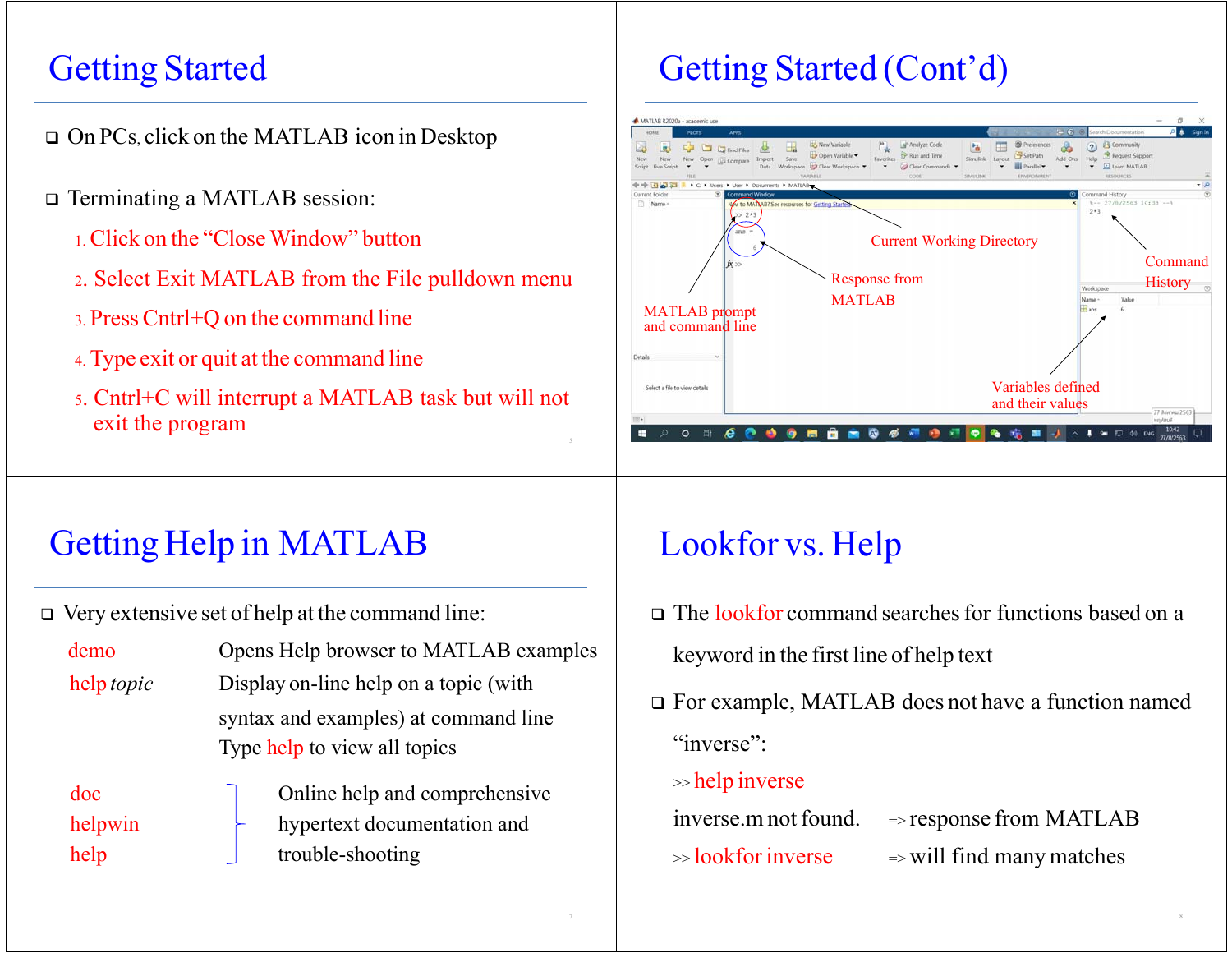# Getting Started

- On PCs, click on the MATLAB icon in Desktop
- Terminating a MATLAB session:
  1. Click on the "Close Window" button
  2. Select Exit MATLAB from the File pulldown menu
  3. Press Cntrl+Q on the command line
  4. Type exit or quit at the command line
  5. Cntrl+C will interrupt a MATLAB task but will not exit the program

# Getting Started (Cont'd)

Current Working Directory

Command History

Response from MATLAB

MATLAB prompt and command line

Variables defined and their values

# Getting Help in MATLAB

- Very extensive set of help at the command line:

| Command | Description |
| --- | --- |
| demo | Opens Help browser to MATLAB examples |
| help *topic* | Display on-line help on a topic (with syntax and examples) at command line. Type help to view all topics |
| doc<br>helpwin<br>help | Online help and comprehensive hypertext documentation and trouble-shooting |

# Lookfor vs. Help

- The lookfor command searches for functions based on a keyword in the first line of help text
- For example, MATLAB does not have a function named "inverse":

```
>> help inverse
inverse.m not found.          => response from MATLAB
>> lookfor inverse            => will find many matches
```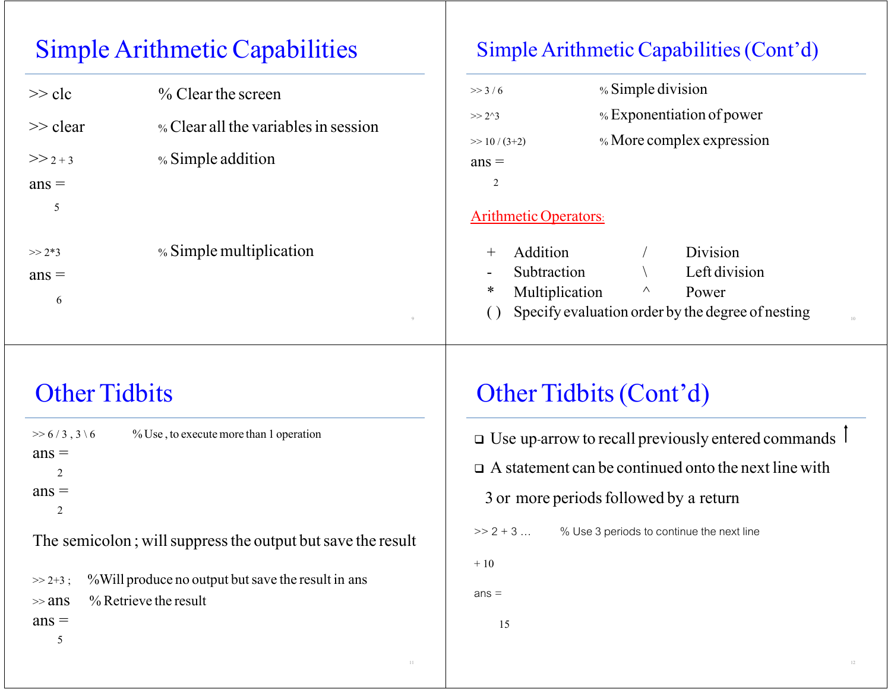# Simple Arithmetic Capabilities

```
>> clc          % Clear the screen
>> clear        % Clear all the variables in session
>> 2 + 3        % Simple addition
ans =
     5

>> 2*3          % Simple multiplication
ans =
     6
```

# Simple Arithmetic Capabilities (Cont'd)

```
>> 3 / 6        % Simple division
>> 2^3          % Exponentiation of power
>> 10 / (3+2)   % More complex expression
ans =
     2
```

**Arithmetic Operators:**

| | | | |
|---|---|---|---|
| + | Addition | / | Division |
| - | Subtraction | \ | Left division |
| * | Multiplication | ^ | Power |
| ( ) | Specify evaluation order by the degree of nesting | | |

# Other Tidbits

```
>> 6 / 3 , 3 \ 6     % Use , to execute more than 1 operation
ans =
     2
ans =
     2
```

The semicolon ; will suppress the output but save the result

```
>> 2+3 ;    %Will produce no output but save the result in ans
>> ans      % Retrieve the result
ans =
     5
```

# Other Tidbits (Cont'd)

- Use up-arrow to recall previously entered commands ↑
- A statement can be continued onto the next line with 3 or more periods followed by a return

```
>> 2 + 3 ...     % Use 3 periods to continue the next line
+ 10
ans =
     15
```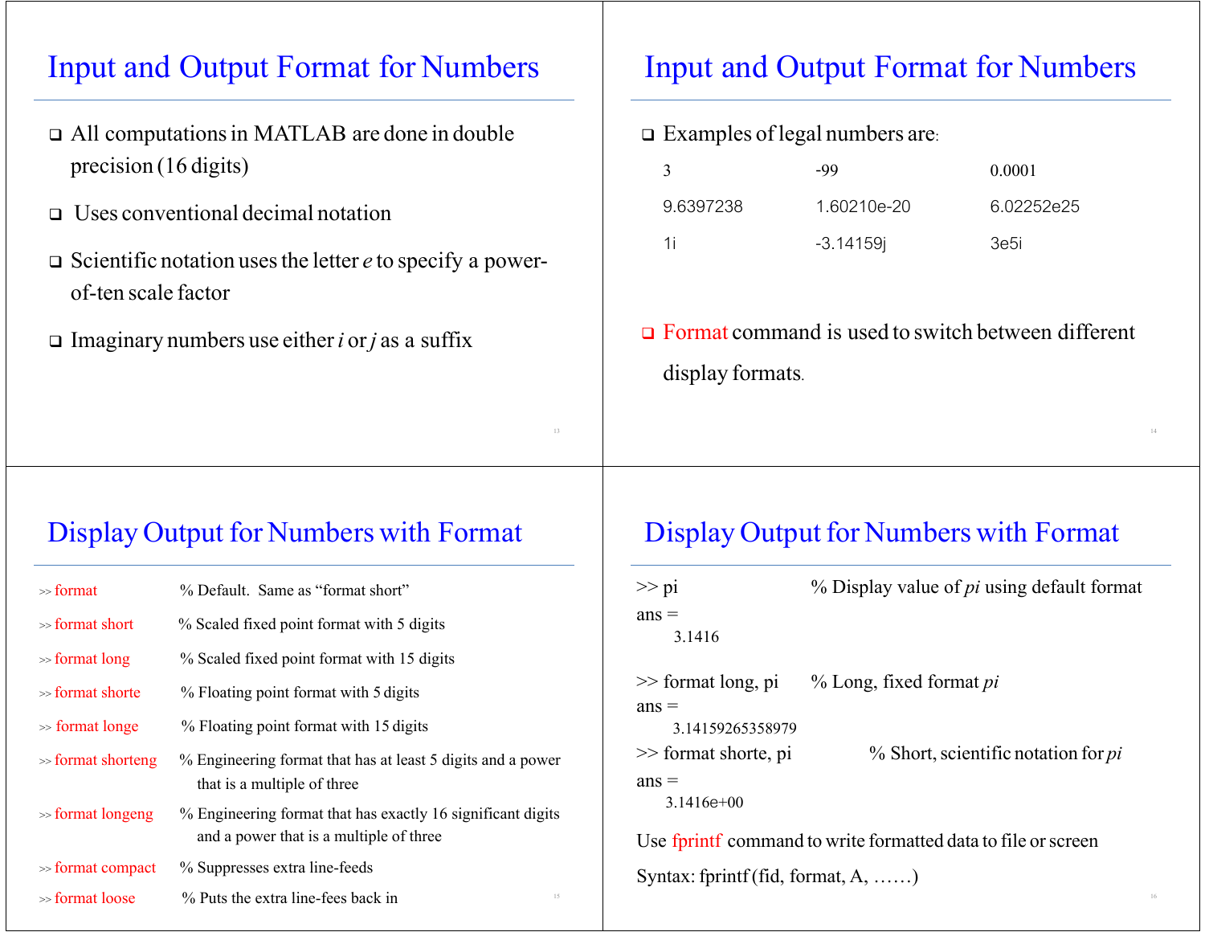## Input and Output Format for Numbers

- All computations in MATLAB are done in double precision (16 digits)
- Uses conventional decimal notation
- Scientific notation uses the letter *e* to specify a power-of-ten scale factor
- Imaginary numbers use either *i* or *j* as a suffix

## Input and Output Format for Numbers

- Examples of legal numbers are:

| | | |
|---|---|---|
| 3 | -99 | 0.0001 |
| 9.6397238 | 1.60210e-20 | 6.02252e25 |
| 1i | -3.14159j | 3e5i |

- Format command is used to switch between different display formats.

## Display Output for Numbers with Format

```
>> format            % Default.  Same as "format short"
>> format short      % Scaled fixed point format with 5 digits
>> format long       % Scaled fixed point format with 15 digits
>> format shorte     % Floating point format with 5 digits
>> format longe      % Floating point format with 15 digits
>> format shorteng   % Engineering format that has at least 5 digits and a power
                       that is a multiple of three
>> format longeng    % Engineering format that has exactly 16 significant digits
                       and a power that is a multiple of three
>> format compact    % Suppresses extra line-feeds
>> format loose      % Puts the extra line-fees back in
```

## Display Output for Numbers with Format

```
>> pi                      % Display value of pi using default format
ans =
     3.1416

>> format long, pi         % Long, fixed format pi
ans =
     3.14159265358979
>> format shorte, pi       % Short, scientific notation for pi
ans =
   3.1416e+00
```

Use fprintf command to write formatted data to file or screen

Syntax: fprintf (fid, format, A, ……)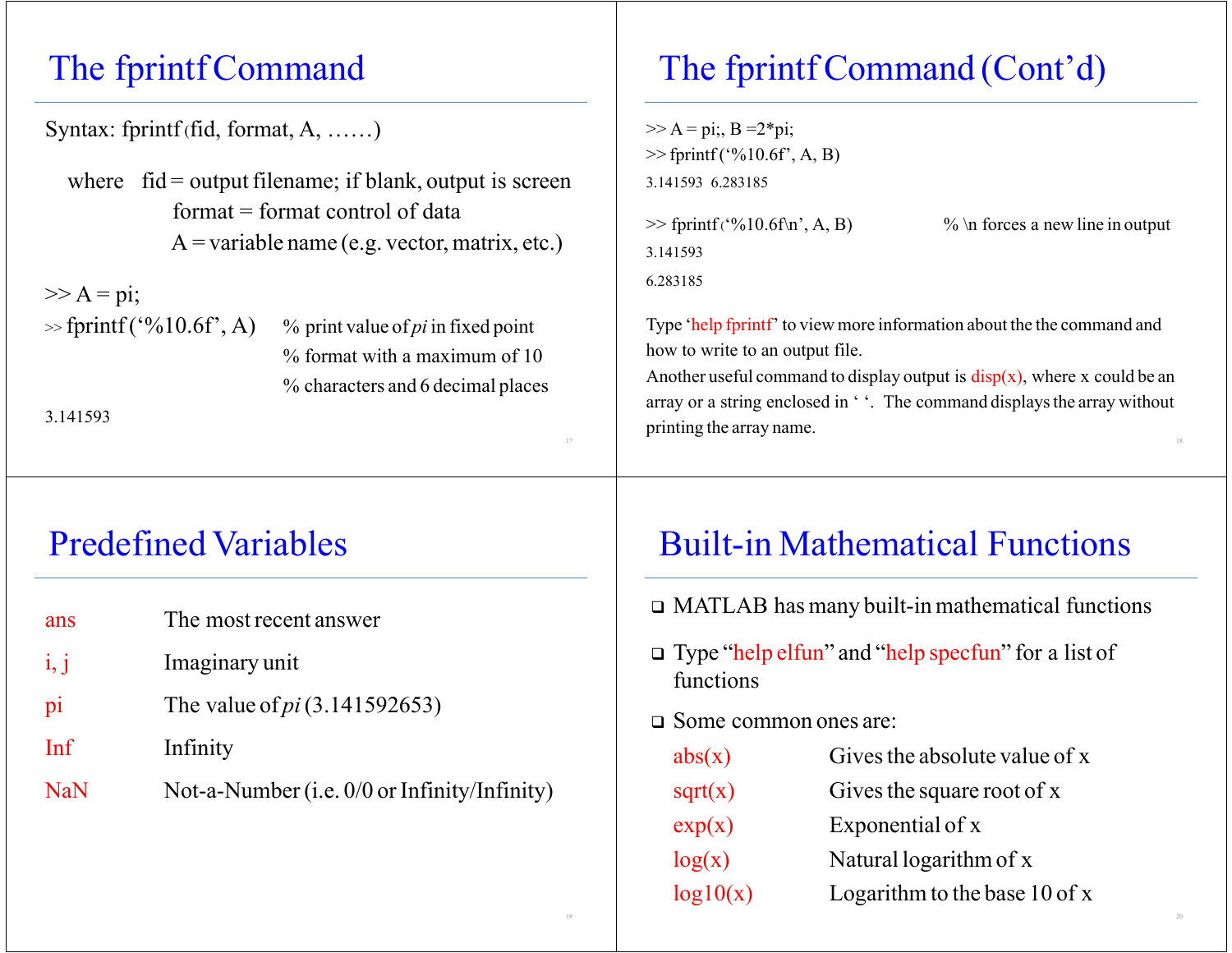## The fprintf Command

Syntax: fprintf (fid, format, A, ……)

where fid = output filename; if blank, output is screen
format = format control of data
A = variable name (e.g. vector, matrix, etc.)

```
>> A = pi;
>> fprintf ('%10.6f', A)    % print value of pi in fixed point
                            % format with a maximum of 10
                            % characters and 6 decimal places
3.141593
```

## The fprintf Command (Cont'd)

```
>> A = pi;, B =2*pi;
>> fprintf ('%10.6f', A, B)
3.141593  6.283185

>> fprintf ('%10.6f\n', A, B)            % \n forces a new line in output
3.141593
6.283185
```

Type 'help fprintf' to view more information about the the command and how to write to an output file.

Another useful command to display output is disp(x), where x could be an array or a string enclosed in ' '. The command displays the array without printing the array name.

## Predefined Variables

| | |
|---|---|
| ans | The most recent answer |
| i, j | Imaginary unit |
| pi | The value of *pi* (3.141592653) |
| Inf | Infinity |
| NaN | Not-a-Number (i.e. 0/0 or Infinity/Infinity) |

## Built-in Mathematical Functions

- MATLAB has many built-in mathematical functions
- Type "help elfun" and "help specfun" for a list of functions
- Some common ones are:

| | |
|---|---|
| abs(x) | Gives the absolute value of x |
| sqrt(x) | Gives the square root of x |
| exp(x) | Exponential of x |
| log(x) | Natural logarithm of x |
| log10(x) | Logarithm to the base 10 of x |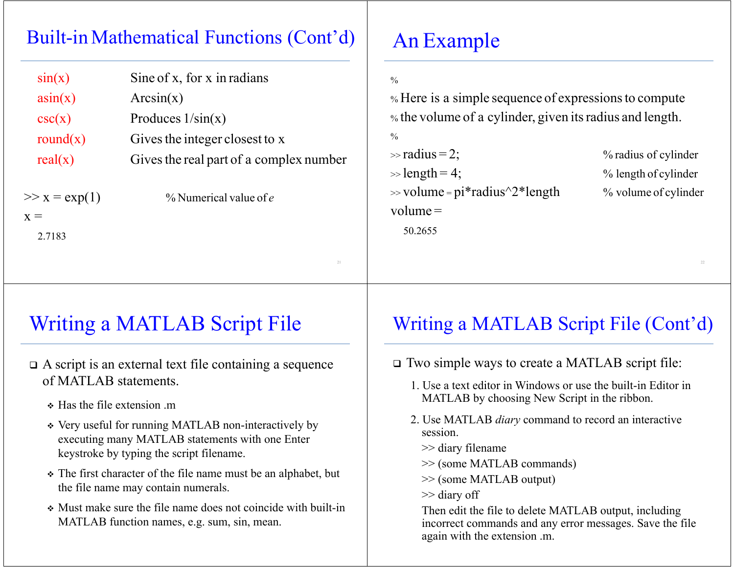## Built-in Mathematical Functions (Cont'd)

| | |
|---|---|
| sin(x) | Sine of x, for x in radians |
| asin(x) | Arcsin(x) |
| csc(x) | Produces 1/sin(x) |
| round(x) | Gives the integer closest to x |
| real(x) | Gives the real part of a complex number |

```
>> x = exp(1)                % Numerical value of e
x =
    2.7183
```

## An Example

```
%
% Here is a simple sequence of expressions to compute
% the volume of a cylinder, given its radius and length.
%
>> radius = 2;                         % radius of cylinder
>> length = 4;                         % length of cylinder
>> volume = pi*radius^2*length         % volume of cylinder
volume =
    50.2655
```

## Writing a MATLAB Script File

- A script is an external text file containing a sequence of MATLAB statements.
  - Has the file extension .m
  - Very useful for running MATLAB non-interactively by executing many MATLAB statements with one Enter keystroke by typing the script filename.
  - The first character of the file name must be an alphabet, but the file name may contain numerals.
  - Must make sure the file name does not coincide with built-in MATLAB function names, e.g. sum, sin, mean.

## Writing a MATLAB Script File (Cont'd)

- Two simple ways to create a MATLAB script file:
  1. Use a text editor in Windows or use the built-in Editor in MATLAB by choosing New Script in the ribbon.
  2. Use MATLAB *diary* command to record an interactive session.

     ```
     >> diary filename
     >> (some MATLAB commands)
     >> (some MATLAB output)
     >> diary off
     ```

     Then edit the file to delete MATLAB output, including incorrect commands and any error messages. Save the file again with the extension .m.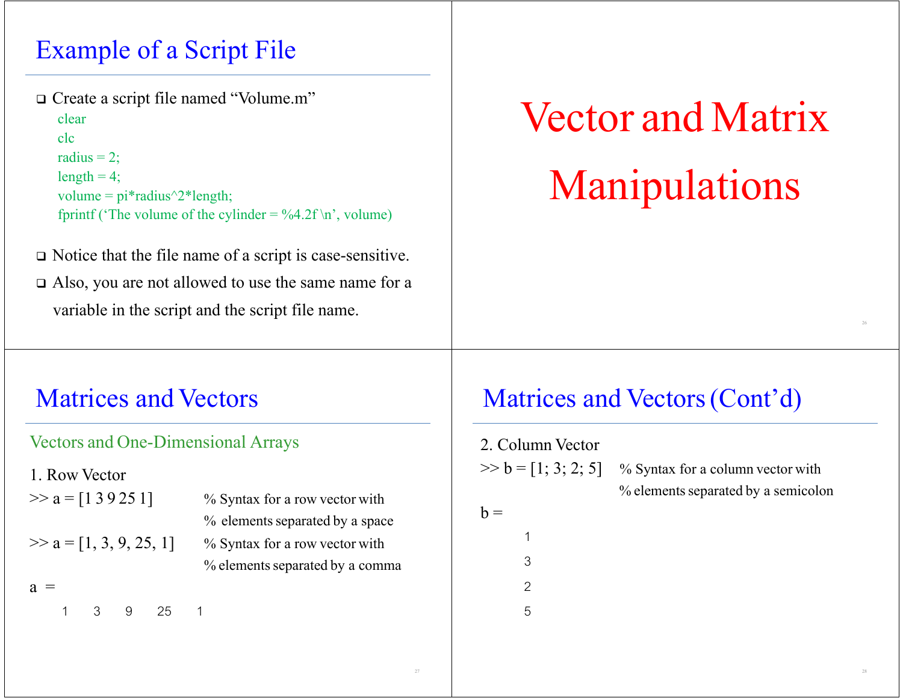## Example of a Script File

- Create a script file named "Volume.m"

```
clear
clc
radius = 2;
length = 4;
volume = pi*radius^2*length;
fprintf ('The volume of the cylinder = %4.2f \n', volume)
```

- Notice that the file name of a script is case-sensitive.
- Also, you are not allowed to use the same name for a variable in the script and the script file name.

# Vector and Matrix Manipulations

## Matrices and Vectors

### Vectors and One-Dimensional Arrays

1. Row Vector

```
>> a = [1 3 9 25 1]        % Syntax for a row vector with
                           % elements separated by a space
>> a = [1, 3, 9, 25, 1]    % Syntax for a row vector with
                           % elements separated by a comma
a =
     1     3     9    25     1
```

## Matrices and Vectors (Cont'd)

2. Column Vector

```
>> b = [1; 3; 2; 5]    % Syntax for a column vector with
                       % elements separated by a semicolon
b =
     1
     3
     2
     5
```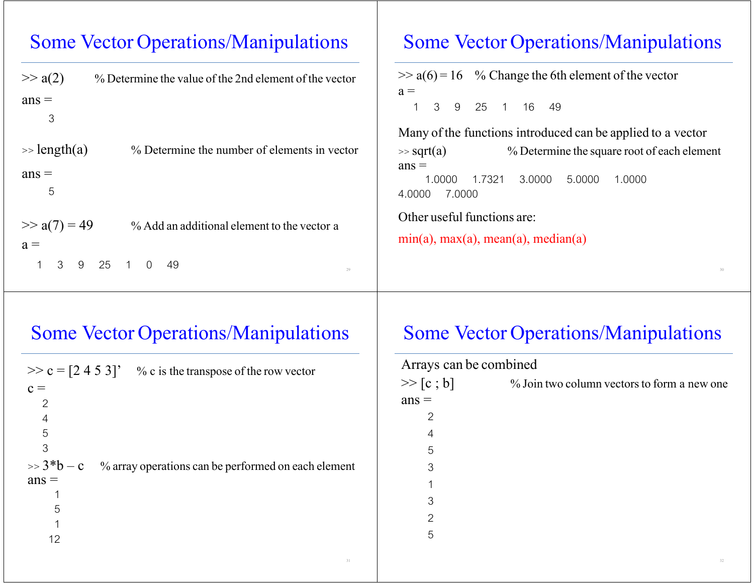# Some Vector Operations/Manipulations

```
>> a(2)          % Determine the value of the 2nd element of the vector
ans =
     3

>> length(a)     % Determine the number of elements in vector
ans =
     5

>> a(7) = 49     % Add an additional element to the vector a
a =
   1    3    9    25    1    0    49
```

# Some Vector Operations/Manipulations

```
>> a(6) = 16     % Change the 6th element of the vector
a =
   1    3    9    25    1    16    49
```

Many of the functions introduced can be applied to a vector

```
>> sqrt(a)       % Determine the square root of each element
ans =
      1.0000    1.7321    3.0000    5.0000    1.0000
4.0000    7.0000
```

Other useful functions are:

min(a), max(a), mean(a), median(a)

# Some Vector Operations/Manipulations

```
>> c = [2 4 5 3]'    % c is the transpose of the row vector
c =
   2
   4
   5
   3
>> 3*b – c           % array operations can be performed on each element
ans =
     1
     5
     1
    12
```

# Some Vector Operations/Manipulations

Arrays can be combined

```
>> [c ; b]       % Join two column vectors to form a new one
ans =
     2
     4
     5
     3
     1
     3
     2
     5
```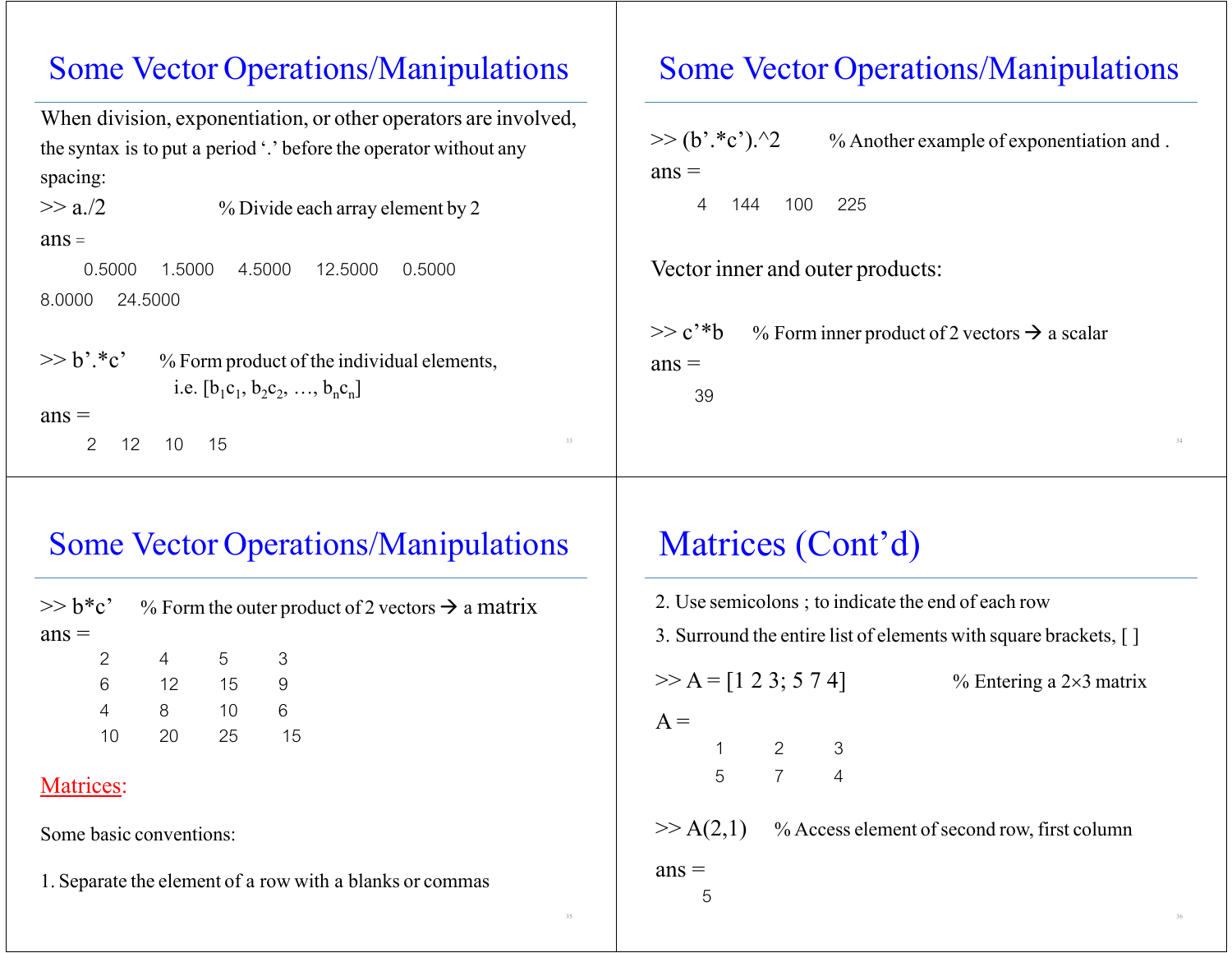## Some Vector Operations/Manipulations

When division, exponentiation, or other operators are involved, the syntax is to put a period '.' before the operator without any spacing:

```
>> a./2          % Divide each array element by 2
ans =
    0.5000    1.5000    4.5000    12.5000    0.5000
8.0000    24.5000

>> b'.*c'        % Form product of the individual elements,
                   i.e. [b1c1, b2c2, …, bncn]
ans =
    2    12    10    15
```

## Some Vector Operations/Manipulations

```
>> (b'.*c').^2       % Another example of exponentiation and .
ans =
    4    144    100    225
```

Vector inner and outer products:

```
>> c'*b      % Form inner product of 2 vectors → a scalar
ans =
    39
```

## Some Vector Operations/Manipulations

```
>> b*c'      % Form the outer product of 2 vectors → a matrix
ans =
    2     4     5     3
    6    12    15     9
    4     8    10     6
   10    20    25    15
```

Matrices:

Some basic conventions:

1. Separate the element of a row with a blanks or commas

## Matrices (Cont'd)

2. Use semicolons ; to indicate the end of each row
3. Surround the entire list of elements with square brackets, [ ]

```
>> A = [1 2 3; 5 7 4]          % Entering a 2×3 matrix
A =
    1    2    3
    5    7    4

>> A(2,1)      % Access element of second row, first column
ans =
    5
```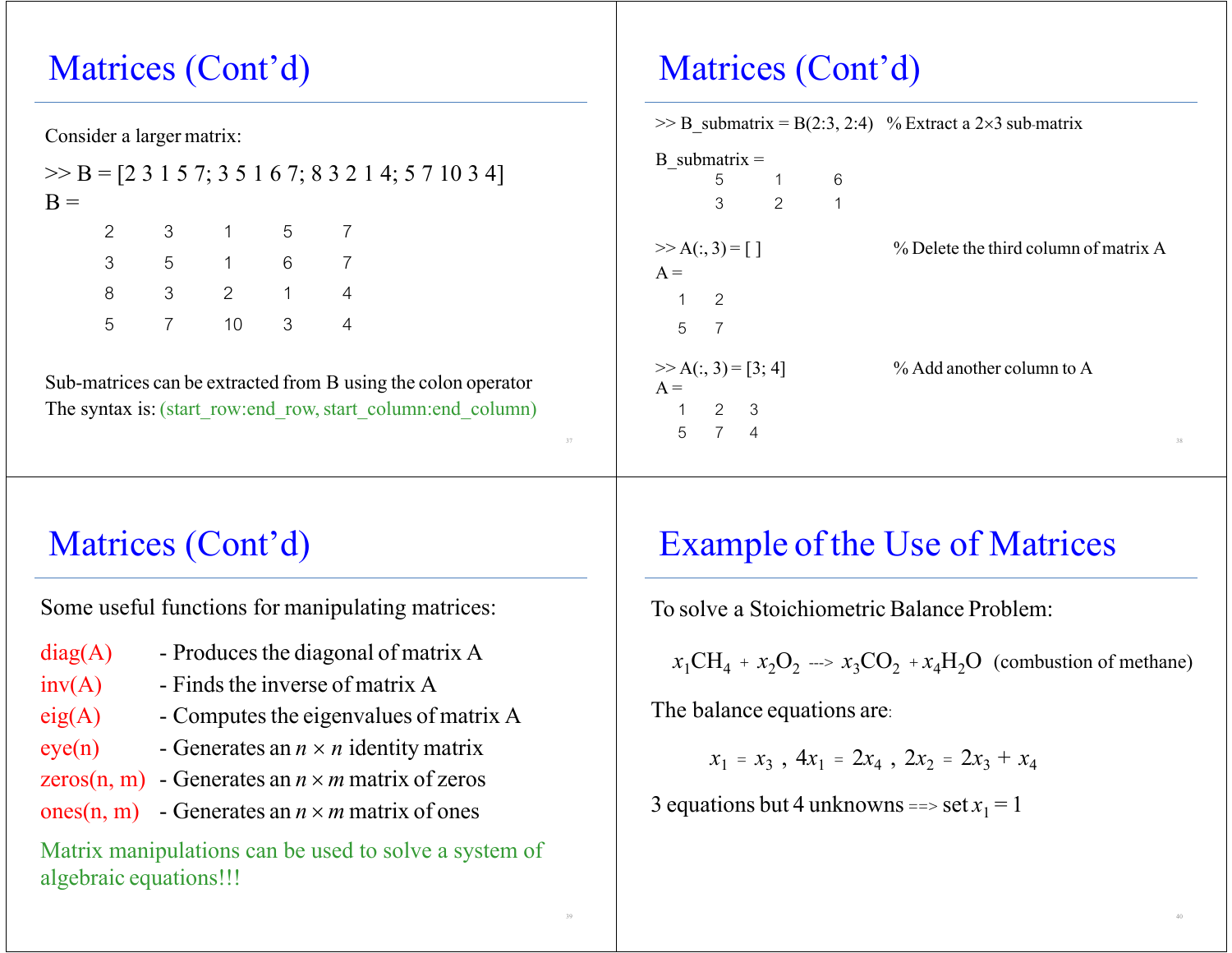## Matrices (Cont'd)

Consider a larger matrix:

```
>> B = [2 3 1 5 7; 3 5 1 6 7; 8 3 2 1 4; 5 7 10 3 4]
B =
     2     3     1     5     7
     3     5     1     6     7
     8     3     2     1     4
     5     7    10     3     4
```

Sub-matrices can be extracted from B using the colon operator

The syntax is: (start_row:end_row, start_column:end_column)

## Matrices (Cont'd)

```
>> B_submatrix = B(2:3, 2:4)   % Extract a 2×3 sub-matrix

B_submatrix =
     5     1     6
     3     2     1

>> A(:, 3) = [ ]               % Delete the third column of matrix A
A =
   1   2
   5   7

>> A(:, 3) = [3; 4]            % Add another column to A
A =
   1   2   3
   5   7   4
```

## Matrices (Cont'd)

Some useful functions for manipulating matrices:

- diag(A) - Produces the diagonal of matrix A
- inv(A) - Finds the inverse of matrix A
- eig(A) - Computes the eigenvalues of matrix A
- eye(n) - Generates an $n \times n$ identity matrix
- zeros(n, m) - Generates an $n \times m$ matrix of zeros
- ones(n, m) - Generates an $n \times m$ matrix of ones

Matrix manipulations can be used to solve a system of algebraic equations!!!

## Example of the Use of Matrices

To solve a Stoichiometric Balance Problem:

$$x_1 CH_4 + x_2 O_2 \longrightarrow x_3 CO_2 + x_4 H_2O \quad \text{(combustion of methane)}$$

The balance equations are:

$$x_1 = x_3 \;,\; 4x_1 = 2x_4 \;,\; 2x_2 = 2x_3 + x_4$$

3 equations but 4 unknowns ==> set $x_1 = 1$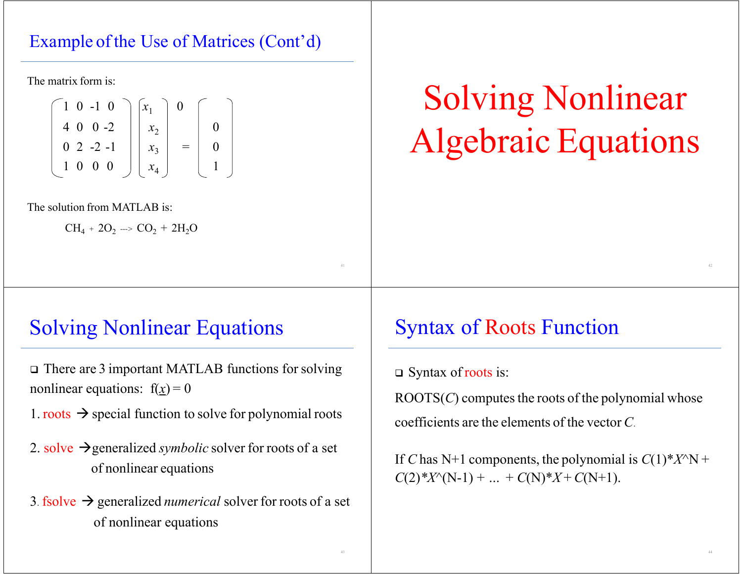## Example of the Use of Matrices (Cont'd)

The matrix form is:

$$\begin{pmatrix} 1 & 0 & -1 & 0 \\ 4 & 0 & 0 & -2 \\ 0 & 2 & -2 & -1 \\ 1 & 0 & 0 & 0 \end{pmatrix} \begin{pmatrix} x_1 \\ x_2 \\ x_3 \\ x_4 \end{pmatrix} = \begin{pmatrix} 0 \\ 0 \\ 0 \\ 1 \end{pmatrix}$$

The solution from MATLAB is:

$CH_4 + 2O_2 \dashrightarrow CO_2 + 2H_2O$

# Solving Nonlinear Algebraic Equations

## Solving Nonlinear Equations

- There are 3 important MATLAB functions for solving nonlinear equations: f($\underline{x}$) = 0

1. roots → special function to solve for polynomial roots
2. solve → generalized *symbolic* solver for roots of a set of nonlinear equations
3. fsolve → generalized *numerical* solver for roots of a set of nonlinear equations

## Syntax of Roots Function

- Syntax of roots is:

ROOTS(*C*) computes the roots of the polynomial whose coefficients are the elements of the vector *C*.

If *C* has N+1 components, the polynomial is *C*(1)\**X*^N + *C*(2)\**X*^(N-1) + ... + *C*(N)\**X* + *C*(N+1).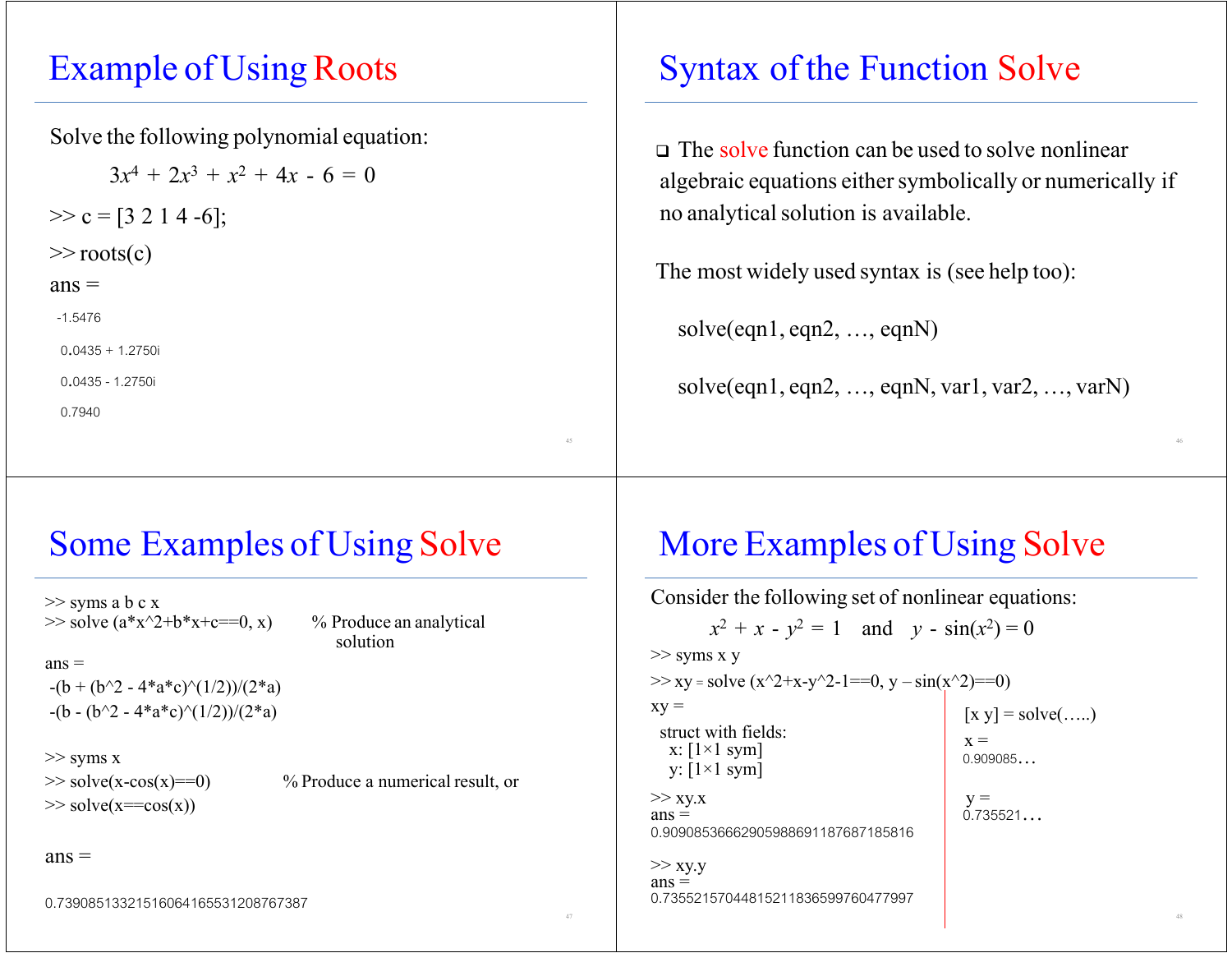## Example of Using Roots

Solve the following polynomial equation:

$$3x^4 + 2x^3 + x^2 + 4x - 6 = 0$$

```
>> c = [3 2 1 4 -6];
>> roots(c)
ans =
 -1.5476
  0.0435 + 1.2750i
  0.0435 - 1.2750i
  0.7940
```

## Syntax of the Function Solve

- The solve function can be used to solve nonlinear algebraic equations either symbolically or numerically if no analytical solution is available.

The most widely used syntax is (see help too):

```
solve(eqn1, eqn2, …, eqnN)

solve(eqn1, eqn2, …, eqnN, var1, var2, …, varN)
```

## Some Examples of Using Solve

```
>> syms a b c x
>> solve (a*x^2+b*x+c==0, x)        % Produce an analytical
                                       solution
ans =
 -(b + (b^2 - 4*a*c)^(1/2))/(2*a)
 -(b - (b^2 - 4*a*c)^(1/2))/(2*a)

>> syms x
>> solve(x-cos(x)==0)              % Produce a numerical result, or
>> solve(x==cos(x))

ans =

0.73908513321516064165531208767387
```

## More Examples of Using Solve

Consider the following set of nonlinear equations:

$$x^2 + x - y^2 = 1 \quad \text{and} \quad y - \sin(x^2) = 0$$

```
>> syms x y
>> xy = solve (x^2+x-y^2-1==0, y – sin(x^2)==0)
xy =
  struct with fields:
    x: [1×1 sym]
    y: [1×1 sym]

>> xy.x
ans =
0.90908536662905988691187687185816

>> xy.y
ans =
0.73552157044815211836599760477997
```

```
[x y] = solve(…..)
x =
0.909085…

y =
0.735521…
```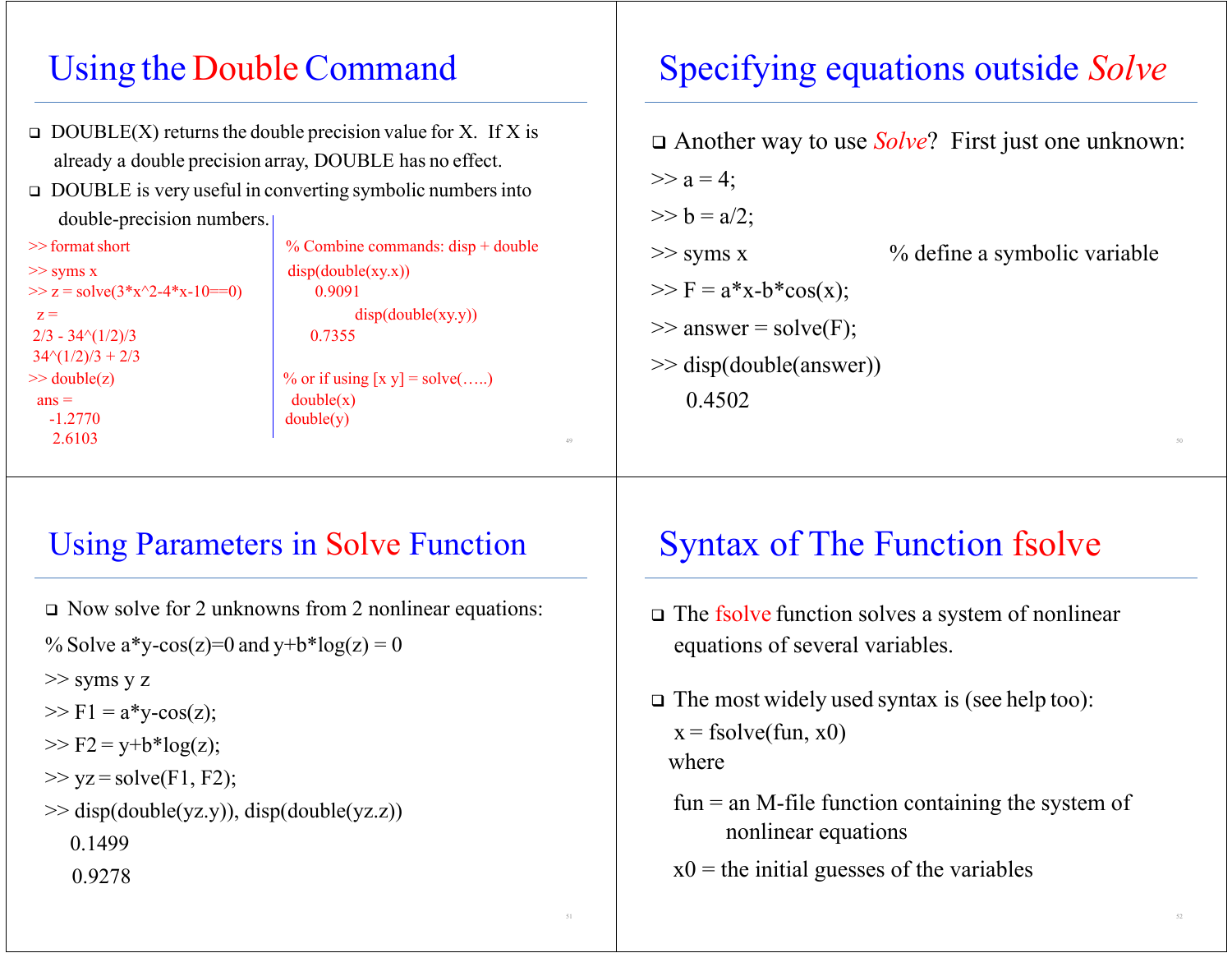## Using the Double Command

- DOUBLE(X) returns the double precision value for X. If X is already a double precision array, DOUBLE has no effect.
- DOUBLE is very useful in converting symbolic numbers into double-precision numbers.

```
>> format short
>> syms x
>> z = solve(3*x^2-4*x-10==0)
 z =
2/3 - 34^(1/2)/3
34^(1/2)/3 + 2/3
>> double(z)
 ans =
   -1.2770
    2.6103
```

```
% Combine commands: disp + double
disp(double(xy.x))
    0.9091
disp(double(xy.y))
    0.7355

% or if using [x y] = solve(…..)
 double(x)
double(y)
```

## Specifying equations outside *Solve*

- Another way to use *Solve*? First just one unknown:

```
>> a = 4;
>> b = a/2;
>> syms x                    % define a symbolic variable
>> F = a*x-b*cos(x);
>> answer = solve(F);
>> disp(double(answer))
     0.4502
```

## Using Parameters in Solve Function

- Now solve for 2 unknowns from 2 nonlinear equations:

```
% Solve a*y-cos(z)=0 and y+b*log(z) = 0
>> syms y z
>> F1 = a*y-cos(z);
>> F2 = y+b*log(z);
>> yz = solve(F1, F2);
>> disp(double(yz.y)), disp(double(yz.z))
    0.1499
    0.9278
```

## Syntax of The Function fsolve

- The fsolve function solves a system of nonlinear equations of several variables.
- The most widely used syntax is (see help too):

  x = fsolve(fun, x0)

  where

  fun = an M-file function containing the system of nonlinear equations

  x0 = the initial guesses of the variables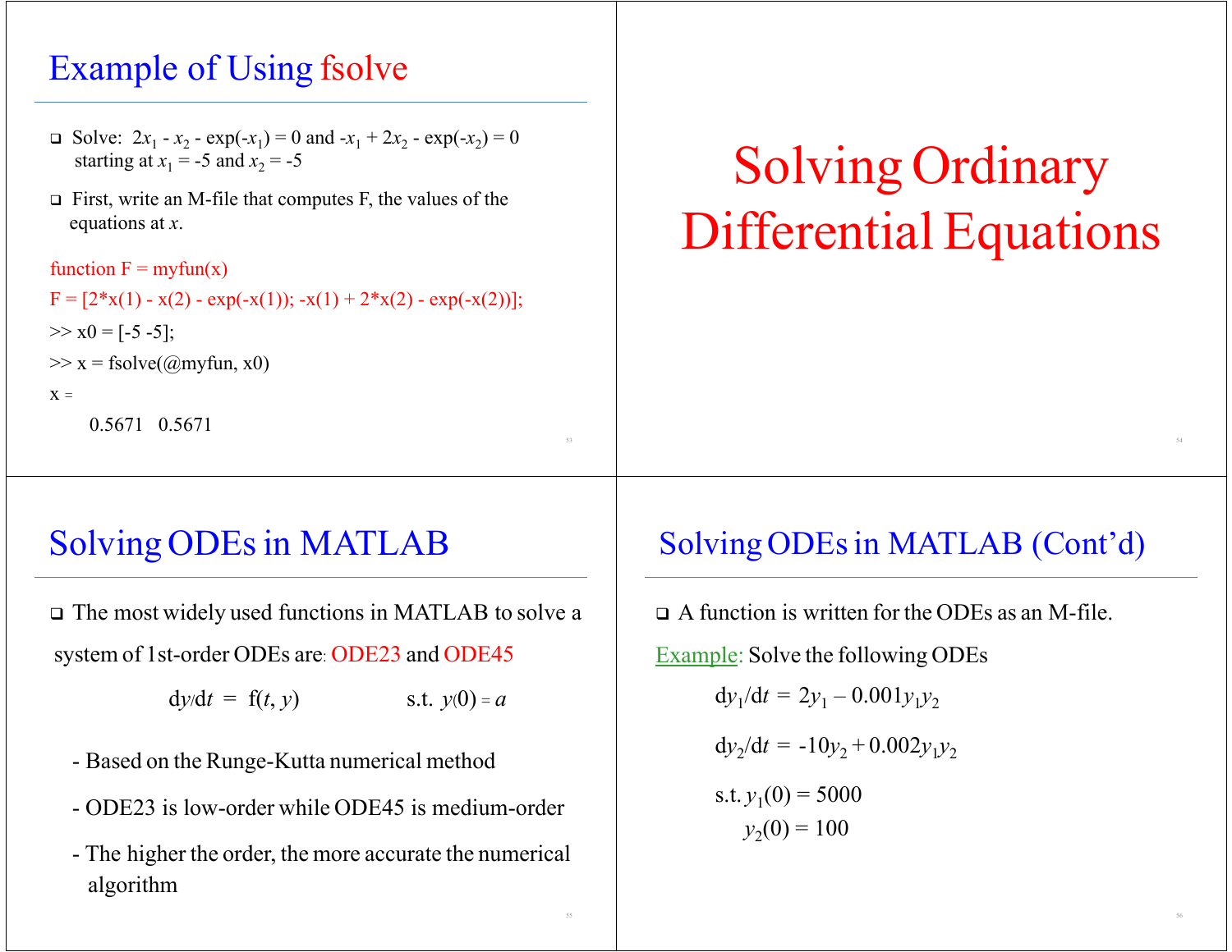## Example of Using fsolve

- Solve: $2x_1 - x_2 - \exp(-x_1) = 0$ and $-x_1 + 2x_2 - \exp(-x_2) = 0$ starting at $x_1 = -5$ and $x_2 = -5$
- First, write an M-file that computes F, the values of the equations at *x*.

```
function F = myfun(x)
F = [2*x(1) - x(2) - exp(-x(1)); -x(1) + 2*x(2) - exp(-x(2))];
>> x0 = [-5 -5];
>> x = fsolve(@myfun, x0)
x =
    0.5671   0.5671
```

# Solving Ordinary Differential Equations

## Solving ODEs in MATLAB

- The most widely used functions in MATLAB to solve a system of 1st-order ODEs are: ODE23 and ODE45

$$dy/dt = f(t, y) \qquad \text{s.t. } y(0) = a$$

  - Based on the Runge-Kutta numerical method
  - ODE23 is low-order while ODE45 is medium-order
  - The higher the order, the more accurate the numerical algorithm

## Solving ODEs in MATLAB (Cont'd)

- A function is written for the ODEs as an M-file.

Example: Solve the following ODEs

$$dy_1/dt = 2y_1 - 0.001y_1y_2$$

$$dy_2/dt = -10y_2 + 0.002y_1y_2$$

s.t. $y_1(0) = 5000$
$y_2(0) = 100$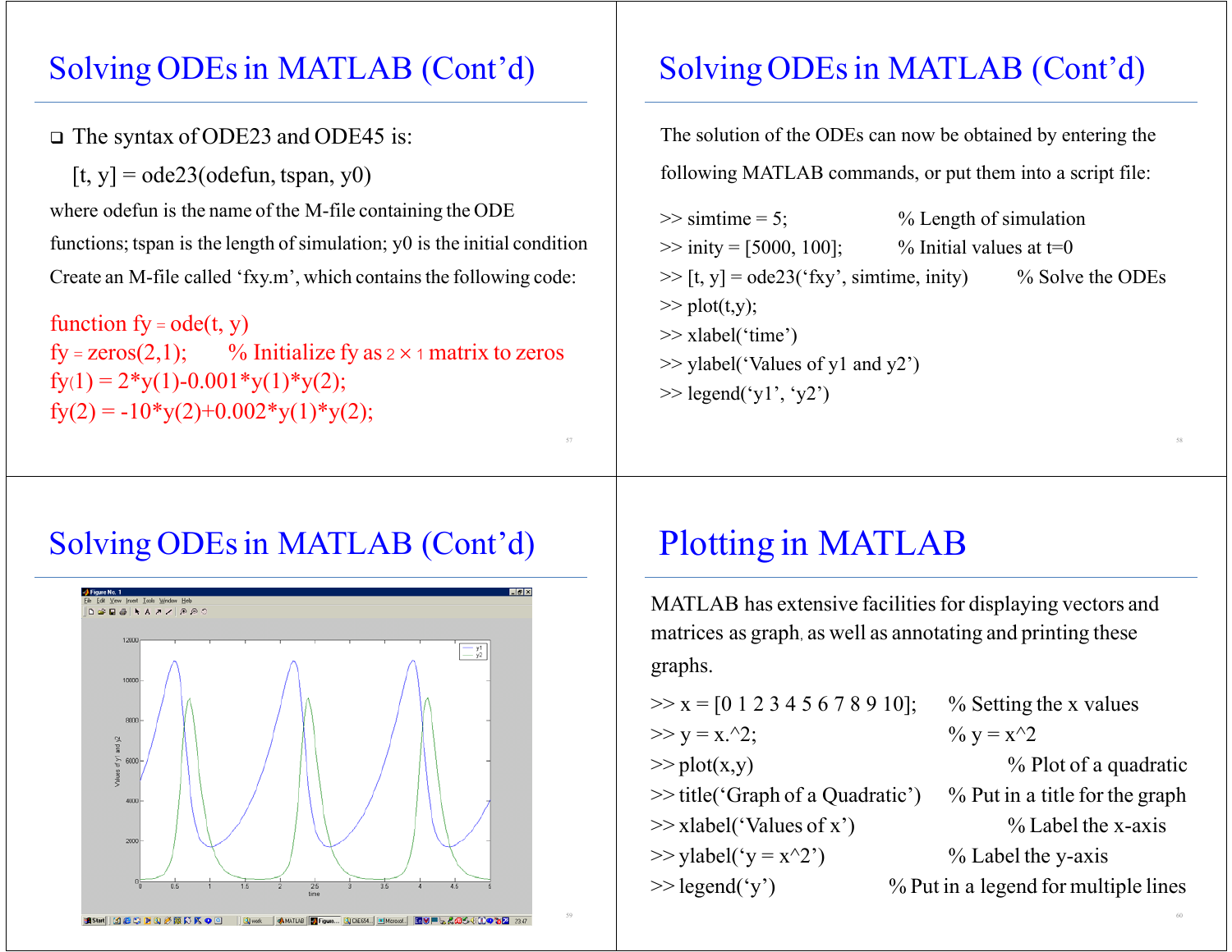## Solving ODEs in MATLAB (Cont'd)

- The syntax of ODE23 and ODE45 is:

  [t, y] = ode23(odefun, tspan, y0)

where odefun is the name of the M-file containing the ODE functions; tspan is the length of simulation; y0 is the initial condition

Create an M-file called 'fxy.m', which contains the following code:

```
function fy = ode(t, y)
fy = zeros(2,1);      % Initialize fy as 2 × 1 matrix to zeros
fy(1) = 2*y(1)-0.001*y(1)*y(2);
fy(2) = -10*y(2)+0.002*y(1)*y(2);
```

## Solving ODEs in MATLAB (Cont'd)

The solution of the ODEs can now be obtained by entering the following MATLAB commands, or put them into a script file:

```
>> simtime = 5;              % Length of simulation
>> inity = [5000, 100];      % Initial values at t=0
>> [t, y] = ode23('fxy', simtime, inity)     % Solve the ODEs
>> plot(t,y);
>> xlabel('time')
>> ylabel('Values of y1 and y2')
>> legend('y1', 'y2')
```

## Solving ODEs in MATLAB (Cont'd)

## Plotting in MATLAB

MATLAB has extensive facilities for displaying vectors and matrices as graph, as well as annotating and printing these graphs.

```
>> x = [0 1 2 3 4 5 6 7 8 9 10];     % Setting the x values
>> y = x.^2;                          % y = x^2
>> plot(x,y)                          % Plot of a quadratic
>> title('Graph of a Quadratic')      % Put in a title for the graph
>> xlabel('Values of x')              % Label the x-axis
>> ylabel('y = x^2')                  % Label the y-axis
>> legend('y')                        % Put in a legend for multiple lines
```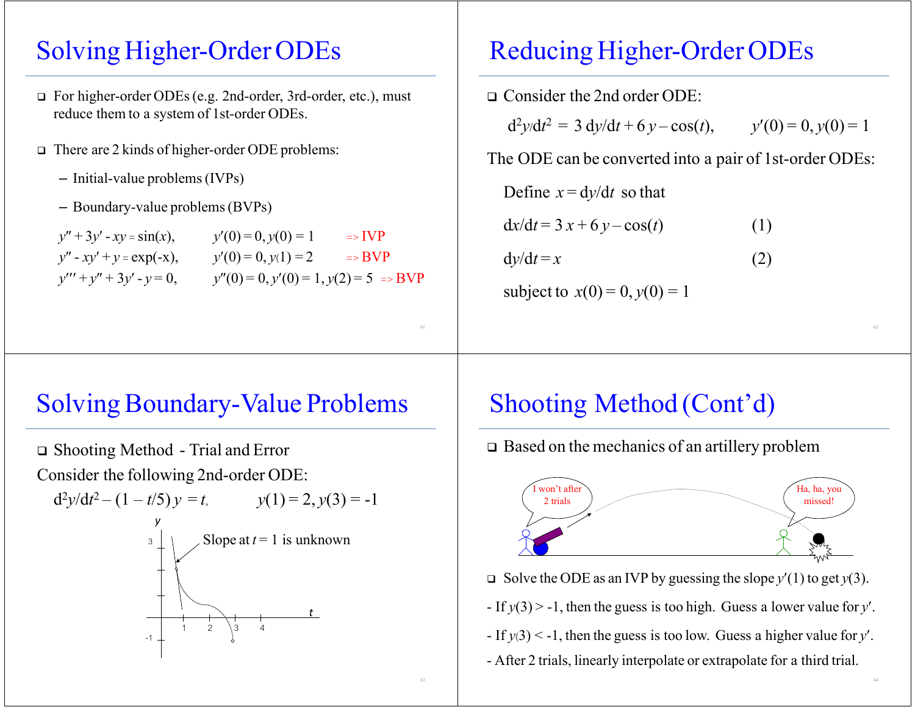# Solving Higher-Order ODEs

- For higher-order ODEs (e.g. 2nd-order, 3rd-order, etc.), must reduce them to a system of 1st-order ODEs.
- There are 2 kinds of higher-order ODE problems:
  - Initial-value problems (IVPs)
  - Boundary-value problems (BVPs)

$y'' + 3y' - xy = \sin(x)$, $\quad y'(0) = 0, y(0) = 1$ $\quad$ => IVP

$y'' - xy' + y = \exp(-x)$, $\quad y'(0) = 0, y(1) = 2$ $\quad$ => BVP

$y''' + y'' + 3y' - y = 0$, $\quad y''(0) = 0, y'(0) = 1, y(2) = 5$ $\quad$ => BVP

# Reducing Higher-Order ODEs

- Consider the 2nd order ODE:

$$d^2y/dt^2 = 3\, dy/dt + 6\, y - \cos(t), \qquad y'(0) = 0, y(0) = 1$$

The ODE can be converted into a pair of 1st-order ODEs:

Define $x = dy/dt$ so that

$$dx/dt = 3\,x + 6\,y - \cos(t) \qquad (1)$$

$$dy/dt = x \qquad (2)$$

subject to $x(0) = 0, y(0) = 1$

# Solving Boundary-Value Problems

- Shooting Method - Trial and Error

Consider the following 2nd-order ODE:

$$d^2y/dt^2 - (1 - t/5)\,y = t, \qquad y(1) = 2, y(3) = -1$$

Slope at $t = 1$ is unknown

# Shooting Method (Cont'd)

- Based on the mechanics of an artillery problem

- Solve the ODE as an IVP by guessing the slope $y'(1)$ to get $y(3)$.

- If $y(3) > -1$, then the guess is too high. Guess a lower value for $y'$.
- If $y(3) < -1$, then the guess is too low. Guess a higher value for $y'$.
- After 2 trials, linearly interpolate or extrapolate for a third trial.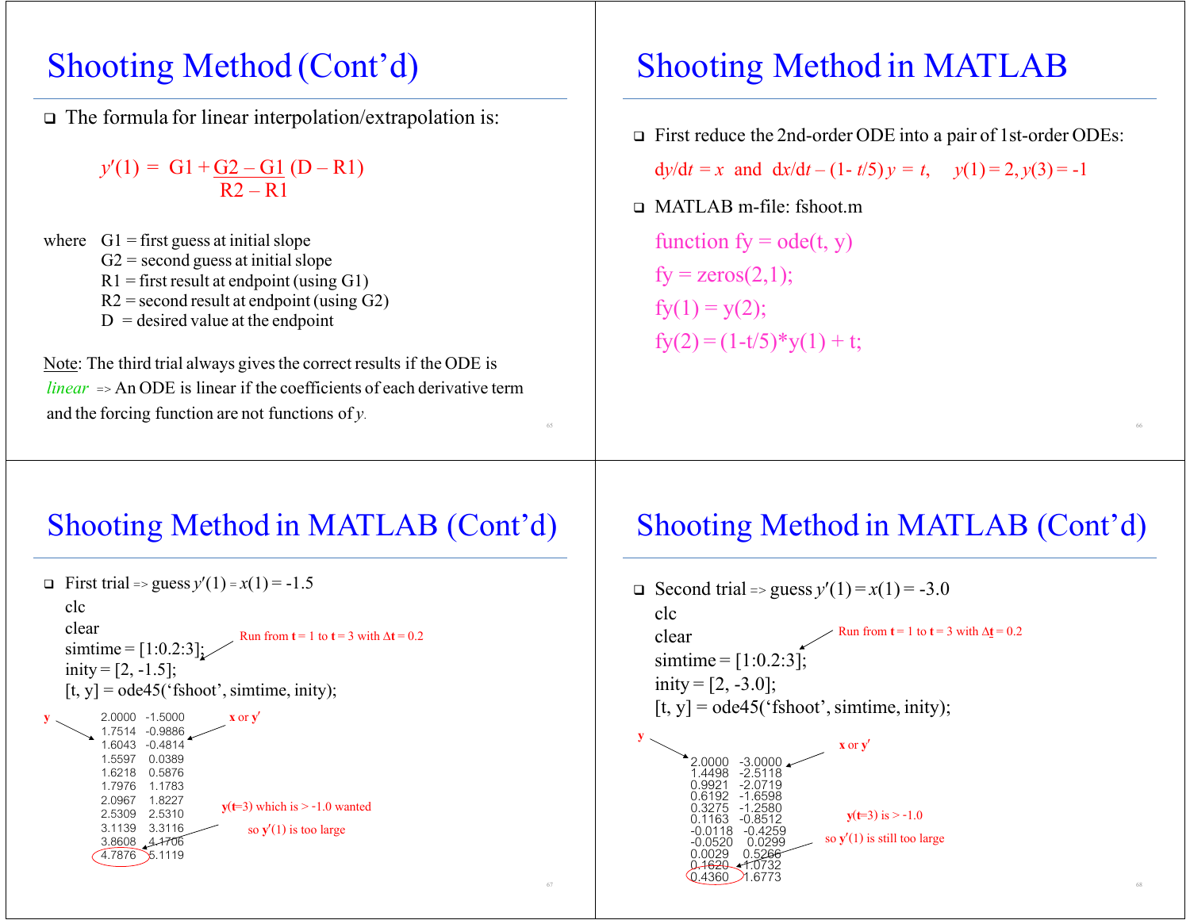# Shooting Method (Cont'd)

- The formula for linear interpolation/extrapolation is:

$$y'(1) = G1 + \frac{G2 - G1}{R2 - R1}(D - R1)$$

where G1 = first guess at initial slope
G2 = second guess at initial slope
R1 = first result at endpoint (using G1)
R2 = second result at endpoint (using G2)
D = desired value at the endpoint

Note: The third trial always gives the correct results if the ODE is *linear* => An ODE is linear if the coefficients of each derivative term and the forcing function are not functions of $y$.

# Shooting Method in MATLAB

- First reduce the 2nd-order ODE into a pair of 1st-order ODEs:

$dy/dt = x$ and $dx/dt - (1 - t/5)\,y = t$, $y(1) = 2, y(3) = -1$

- MATLAB m-file: fshoot.m

```
function fy = ode(t, y)
fy = zeros(2,1);
fy(1) = y(2);
fy(2) = (1-t/5)*y(1) + t;
```

# Shooting Method in MATLAB (Cont'd)

- First trial => guess $y'(1) = x(1) = -1.5$

```
clc
clear
simtime = [1:0.2:3];
inity = [2, -1.5];
[t, y] = ode45('fshoot', simtime, inity);
```

Run from **t** = 1 to **t** = 3 with $\Delta$**t** = 0.2

| y | x or y′ |
|---|---|
| 2.0000 | -1.5000 |
| 1.7514 | -0.9886 |
| 1.6043 | -0.4814 |
| 1.5597 | 0.0389 |
| 1.6218 | 0.5876 |
| 1.7976 | 1.1783 |
| 2.0967 | 1.8227 |
| 2.5309 | 2.5310 |
| 3.1139 | 3.3116 |
| 3.8608 | 4.1706 |
| 4.7876 | 5.1119 |

**y**(**t**=3) which is > -1.0 wanted so **y′**(1) is too large

# Shooting Method in MATLAB (Cont'd)

- Second trial => guess $y'(1) = x(1) = -3.0$

```
clc
clear
simtime = [1:0.2:3];
inity = [2, -3.0];
[t, y] = ode45('fshoot', simtime, inity);
```

Run from **t** = 1 to **t** = 3 with $\Delta$**t** = 0.2

| y | x or y′ |
|---|---|
| 2.0000 | -3.0000 |
| 1.4498 | -2.5118 |
| 0.9921 | -2.0719 |
| 0.6192 | -1.6598 |
| 0.3275 | -1.2580 |
| 0.1163 | -0.8512 |
| -0.0118 | -0.4259 |
| -0.0520 | 0.0299 |
| 0.0029 | 0.5266 |
| 0.1620 | 1.0732 |
| 0.4360 | 1.6773 |

**y**(**t**=3) is > -1.0 so **y′**(1) is still too large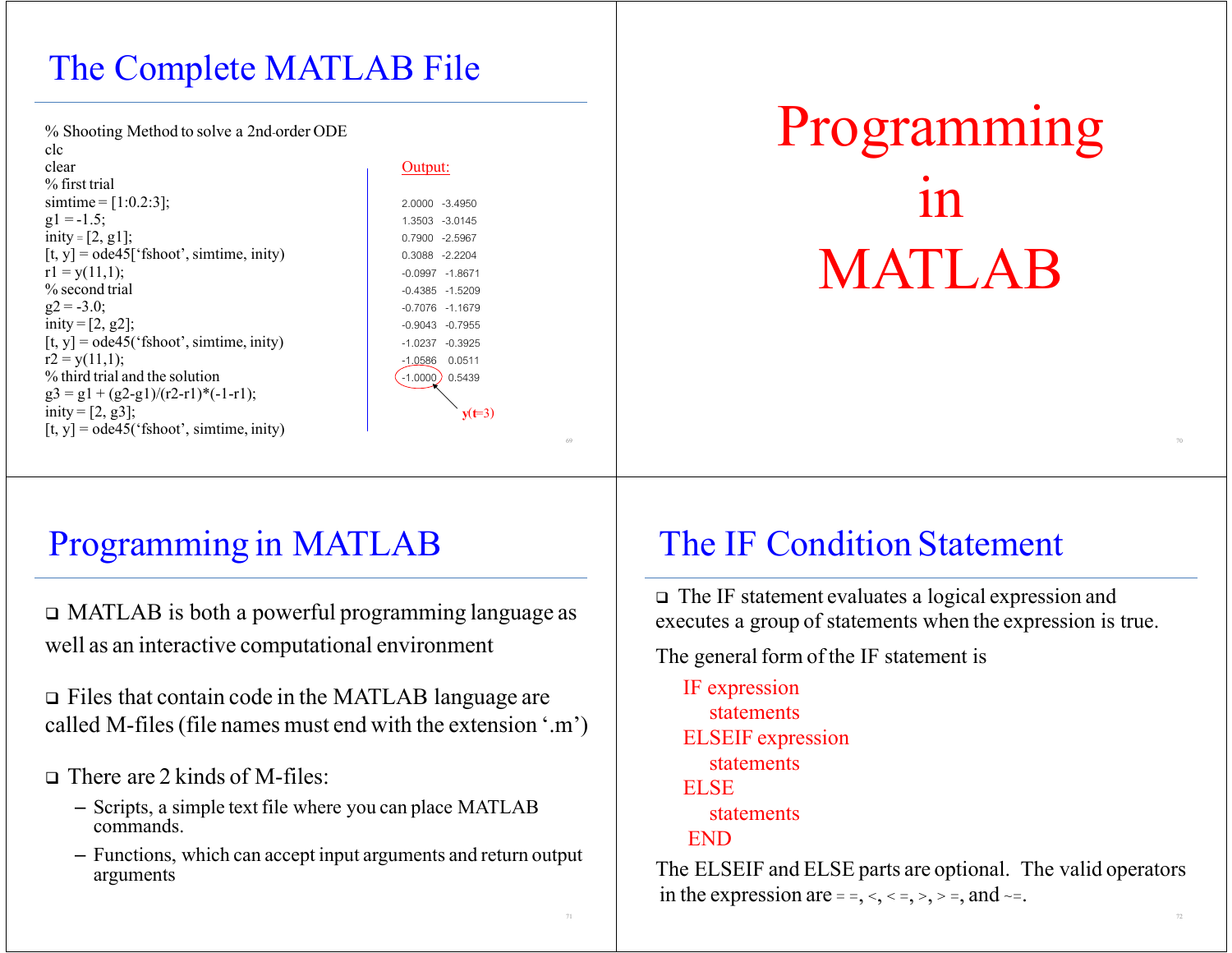## The Complete MATLAB File

```
% Shooting Method to solve a 2nd-order ODE
clc
clear
% first trial
simtime = [1:0.2:3];
g1 = -1.5;
inity = [2, g1];
[t, y] = ode45['fshoot', simtime, inity)
r1 = y(11,1);
% second trial
g2 = -3.0;
inity = [2, g2];
[t, y] = ode45('fshoot', simtime, inity)
r2 = y(11,1);
% third trial and the solution
g3 = g1 + (g2-g1)/(r2-r1)*(-1-r1);
inity = [2, g3];
[t, y] = ode45('fshoot', simtime, inity)
```

Output:

```
 2.0000  -3.4950
 1.3503  -3.0145
 0.7900  -2.5967
 0.3088  -2.2204
-0.0997  -1.8671
-0.4385  -1.5209
-0.7076  -1.1679
-0.9043  -0.7955
-1.0237  -0.3925
-1.0586   0.0511
-1.0000   0.5439
```

y(t=3)

# Programming in MATLAB

## Programming in MATLAB

- MATLAB is both a powerful programming language as well as an interactive computational environment
- Files that contain code in the MATLAB language are called M-files (file names must end with the extension '.m')
- There are 2 kinds of M-files:
  - Scripts, a simple text file where you can place MATLAB commands.
  - Functions, which can accept input arguments and return output arguments

## The IF Condition Statement

- The IF statement evaluates a logical expression and executes a group of statements when the expression is true.

The general form of the IF statement is

```
IF expression
    statements
ELSEIF expression
    statements
ELSE
    statements
END
```

The ELSEIF and ELSE parts are optional. The valid operators in the expression are = =, <, < =, >, > =, and ~=.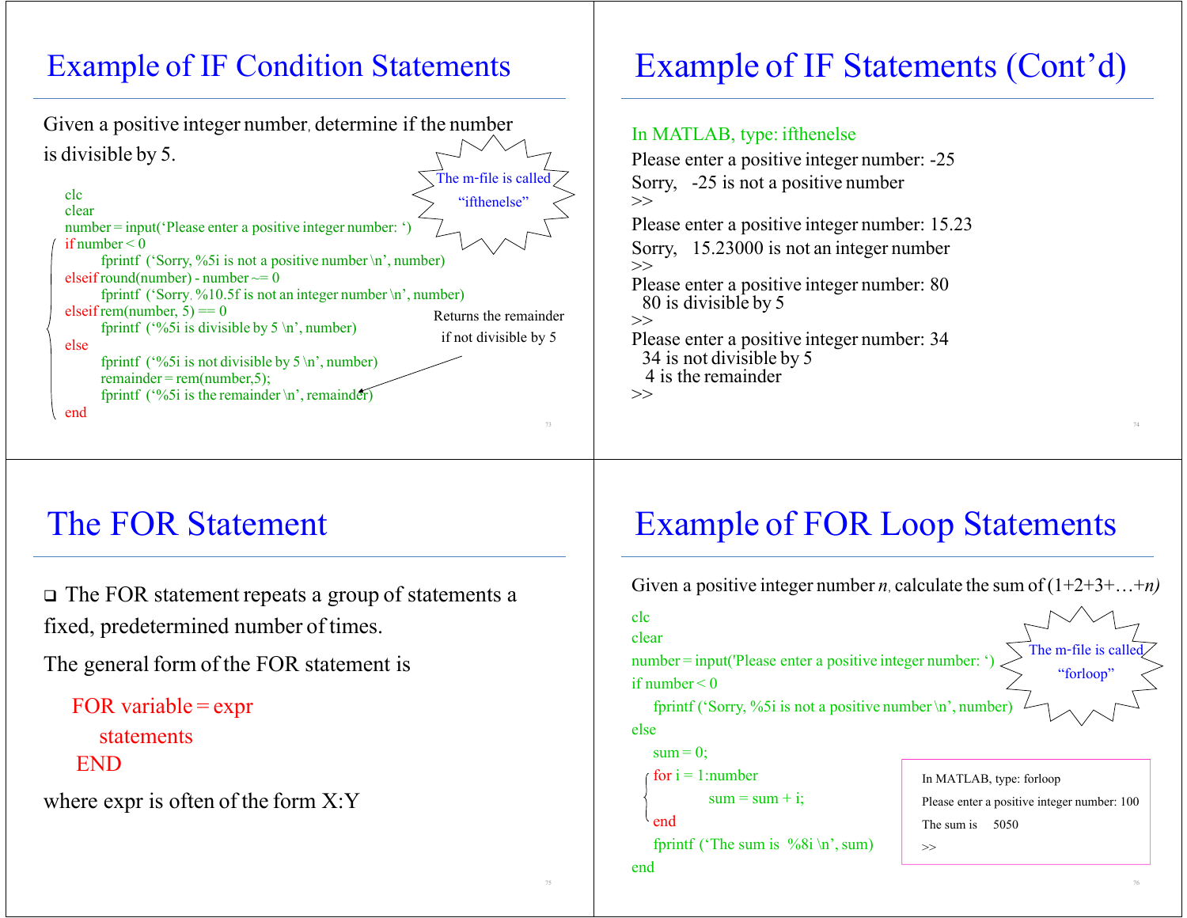## Example of IF Condition Statements

Given a positive integer number, determine if the number is divisible by 5.

The m-file is called "ifthenelse"

```
clc
clear
number = input('Please enter a positive integer number: ')
if number < 0
        fprintf  ('Sorry, %5i is not a positive number \n', number)
elseif round(number) - number ~= 0
        fprintf  ('Sorry, %10.5f is not an integer number \n', number)
elseif rem(number, 5) == 0
        fprintf  ('%5i is divisible by 5 \n', number)
else
        fprintf  ('%5i is not divisible by 5 \n', number)
        remainder = rem(number,5);
        fprintf  ('%5i is the remainder \n', remainder)
end
```

Returns the remainder if not divisible by 5

## Example of IF Statements (Cont'd)

In MATLAB, type: ifthenelse

```
Please enter a positive integer number: -25
Sorry,   -25 is not a positive number
>>
Please enter a positive integer number: 15.23
Sorry,   15.23000 is not an integer number
>>
Please enter a positive integer number: 80
  80 is divisible by 5
>>
Please enter a positive integer number: 34
  34 is not divisible by 5
   4 is the remainder
>>
```

## The FOR Statement

- The FOR statement repeats a group of statements a fixed, predetermined number of times.

The general form of the FOR statement is

```
FOR variable = expr
    statements
END
```

where expr is often of the form X:Y

## Example of FOR Loop Statements

Given a positive integer number *n*, calculate the sum of (1+2+3+…+*n*)

The m-file is called "forloop"

```
clc
clear
number = input('Please enter a positive integer number: ')
if number < 0
    fprintf ('Sorry, %5i is not a positive number \n', number)
else
    sum = 0;
    for i = 1:number
            sum = sum + i;
    end
    fprintf ('The sum is  %8i \n', sum)
end
```

```
In MATLAB, type: forloop
Please enter a positive integer number: 100
The sum is     5050
>>
```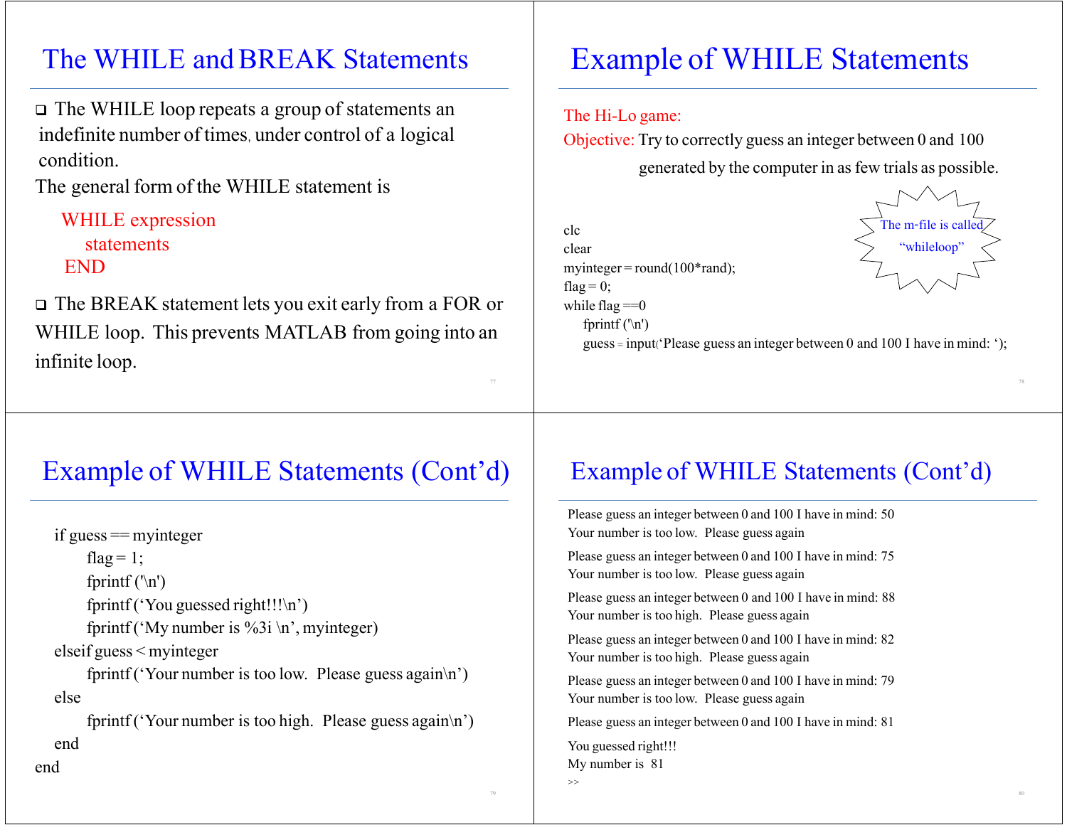## The WHILE and BREAK Statements

- The WHILE loop repeats a group of statements an indefinite number of times, under control of a logical condition.

The general form of the WHILE statement is

```
WHILE expression
    statements
END
```

- The BREAK statement lets you exit early from a FOR or WHILE loop. This prevents MATLAB from going into an infinite loop.

## Example of WHILE Statements

The Hi-Lo game:

Objective: Try to correctly guess an integer between 0 and 100 generated by the computer in as few trials as possible.

The m-file is called "whileloop"

```
clc
clear
myinteger = round(100*rand);
flag = 0;
while flag ==0
    fprintf ('\n')
    guess = input('Please guess an integer between 0 and 100 I have in mind: ');
```

## Example of WHILE Statements (Cont'd)

```
    if guess == myinteger
        flag = 1;
        fprintf ('\n')
        fprintf ('You guessed right!!!\n')
        fprintf ('My number is %3i \n', myinteger)
    elseif guess < myinteger
        fprintf ('Your number is too low.  Please guess again\n')
    else
        fprintf ('Your number is too high.  Please guess again\n')
    end
end
```

## Example of WHILE Statements (Cont'd)

```
Please guess an integer between 0 and 100 I have in mind: 50
Your number is too low.  Please guess again

Please guess an integer between 0 and 100 I have in mind: 75
Your number is too low.  Please guess again

Please guess an integer between 0 and 100 I have in mind: 88
Your number is too high.  Please guess again

Please guess an integer between 0 and 100 I have in mind: 82
Your number is too high.  Please guess again

Please guess an integer between 0 and 100 I have in mind: 79
Your number is too low.  Please guess again

Please guess an integer between 0 and 100 I have in mind: 81

You guessed right!!!
My number is  81
>>
```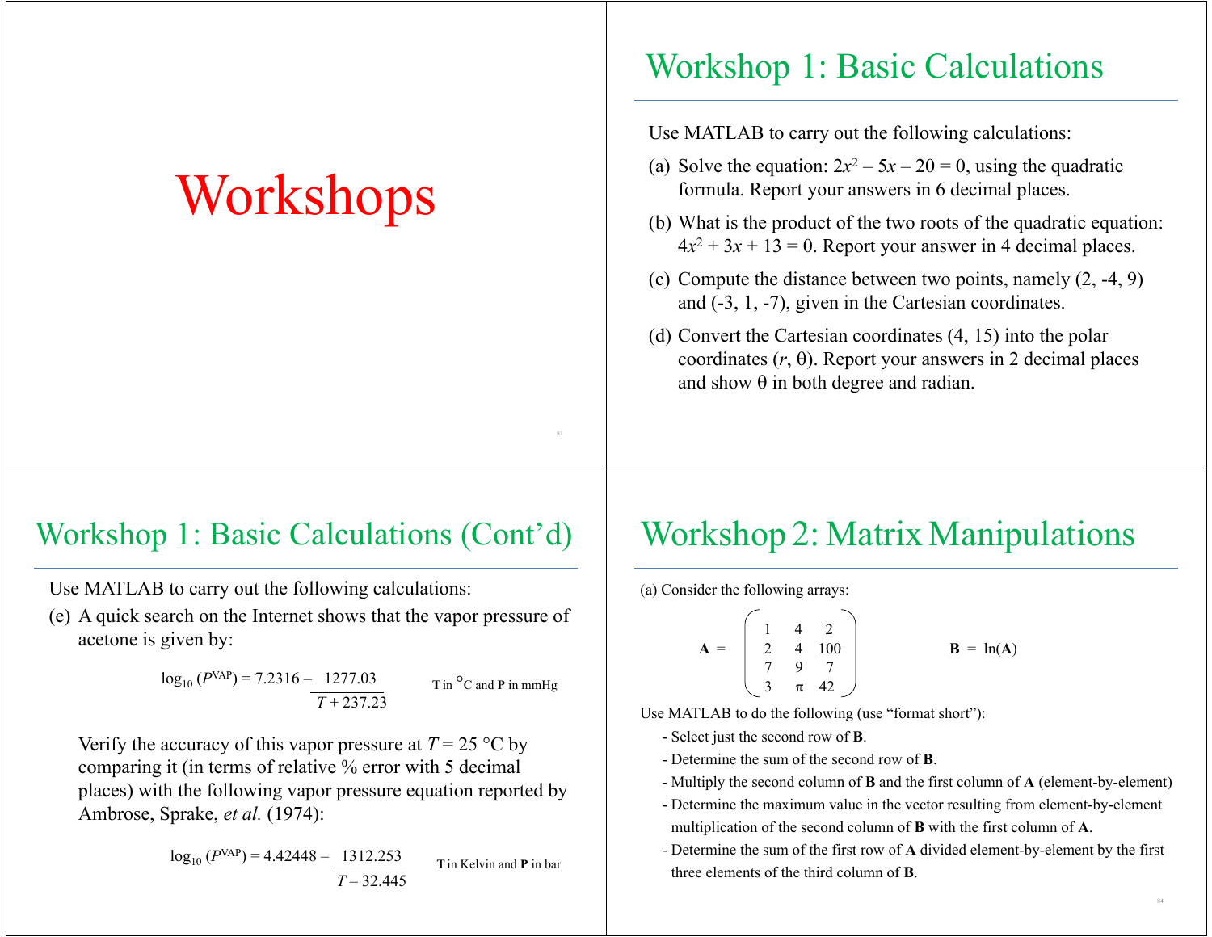# Workshops

## Workshop 1: Basic Calculations

Use MATLAB to carry out the following calculations:

(a) Solve the equation: $2x^2 - 5x - 20 = 0$, using the quadratic formula. Report your answers in 6 decimal places.

(b) What is the product of the two roots of the quadratic equation: $4x^2 + 3x + 13 = 0$. Report your answer in 4 decimal places.

(c) Compute the distance between two points, namely (2, -4, 9) and (-3, 1, -7), given in the Cartesian coordinates.

(d) Convert the Cartesian coordinates (4, 15) into the polar coordinates ($r$, $\theta$). Report your answers in 2 decimal places and show $\theta$ in both degree and radian.

## Workshop 1: Basic Calculations (Cont'd)

Use MATLAB to carry out the following calculations:

(e) A quick search on the Internet shows that the vapor pressure of acetone is given by:

$$\log_{10}(P^{VAP}) = 7.2316 - \frac{1277.03}{T + 237.23} \qquad \textbf{T} \text{ in } ^\circ\text{C and } \textbf{P} \text{ in mmHg}$$

Verify the accuracy of this vapor pressure at $T = 25$ °C by comparing it (in terms of relative % error with 5 decimal places) with the following vapor pressure equation reported by Ambrose, Sprake, *et al.* (1974):

$$\log_{10}(P^{VAP}) = 4.42448 - \frac{1312.253}{T - 32.445} \qquad \textbf{T} \text{ in Kelvin and } \textbf{P} \text{ in bar}$$

## Workshop 2: Matrix Manipulations

(a) Consider the following arrays:

$$\mathbf{A} = \begin{pmatrix} 1 & 4 & 2 \\ 2 & 4 & 100 \\ 7 & 9 & 7 \\ 3 & \pi & 42 \end{pmatrix} \qquad \mathbf{B} = \ln(\mathbf{A})$$

Use MATLAB to do the following (use "format short"):

- Select just the second row of **B**.
- Determine the sum of the second row of **B**.
- Multiply the second column of **B** and the first column of **A** (element-by-element)
- Determine the maximum value in the vector resulting from element-by-element multiplication of the second column of **B** with the first column of **A**.
- Determine the sum of the first row of **A** divided element-by-element by the first three elements of the third column of **B**.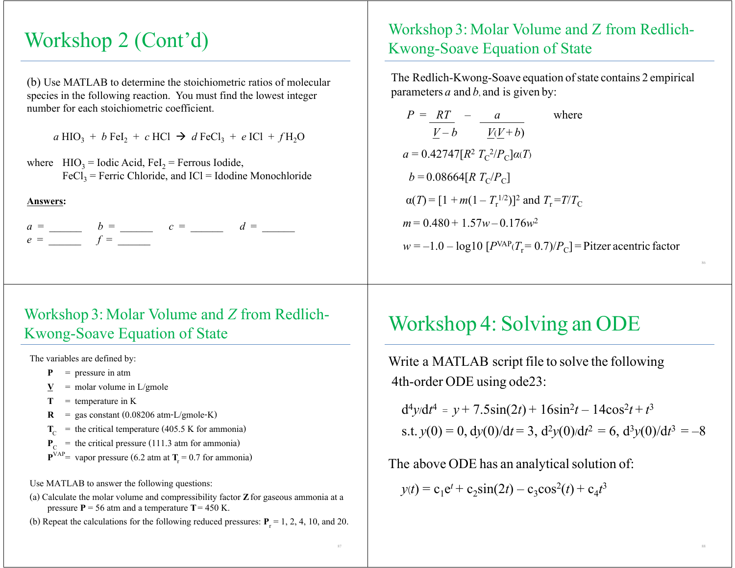# Workshop 2 (Cont'd)

(b) Use MATLAB to determine the stoichiometric ratios of molecular species in the following reaction. You must find the lowest integer number for each stoichiometric coefficient.

$$a\, HIO_3 + b\, FeI_2 + c\, HCl \rightarrow d\, FeCl_3 + e\, ICl + f\, H_2O$$

where $HIO_3$ = Iodic Acid, $FeI_2$ = Ferrous Iodide,
$FeCl_3$ = Ferric Chloride, and ICl = Idodine Monochloride

**Answers:**

$a$ = ______ $b$ = ______ $c$ = ______ $d$ = ______
$e$ = ______ $f$ = ______

## Workshop 3: Molar Volume and Z from Redlich-Kwong-Soave Equation of State

The Redlich-Kwong-Soave equation of state contains 2 empirical parameters $a$ and $b$, and is given by:

$$P = \frac{RT}{\underline{V} - b} - \frac{a}{\underline{V}(\underline{V} + b)} \quad \text{where}$$

$$a = 0.42747[R^2\, T_C^2/P_C]\alpha(T)$$

$$b = 0.08664[R\, T_C/P_C]$$

$$\alpha(T) = [1 + m(1 - T_r^{1/2})]^2 \text{ and } T_r = T/T_C$$

$$m = 0.480 + 1.57w - 0.176w^2$$

$$w = -1.0 - \log10\,[P^{VAP}(T_r = 0.7)/P_C] = \text{Pitzer acentric factor}$$

## Workshop 3: Molar Volume and $Z$ from Redlich-Kwong-Soave Equation of State

The variables are defined by:

- **P** = pressure in atm
- **$\underline{V}$** = molar volume in L/gmole
- **T** = temperature in K
- **R** = gas constant (0.08206 atm-L/gmole-K)
- **$T_C$** = the critical temperature (405.5 K for ammonia)
- **$P_C$** = the critical pressure (111.3 atm for ammonia)
- **$P^{VAP}$** = vapor pressure (6.2 atm at $T_r$ = 0.7 for ammonia)

Use MATLAB to answer the following questions:

(a) Calculate the molar volume and compressibility factor **Z** for gaseous ammonia at a pressure **P** = 56 atm and a temperature **T** = 450 K.

(b) Repeat the calculations for the following reduced pressures: $P_r$ = 1, 2, 4, 10, and 20.

# Workshop 4: Solving an ODE

Write a MATLAB script file to solve the following 4th-order ODE using ode23:

$$d^4y/dt^4 = y + 7.5\sin(2t) + 16\sin^2 t - 14\cos^2 t + t^3$$

$$\text{s.t. } y(0) = 0,\ dy(0)/dt = 3,\ d^2y(0)/dt^2 = 6,\ d^3y(0)/dt^3 = -8$$

The above ODE has an analytical solution of:

$$y(t) = c_1 e^t + c_2 \sin(2t) - c_3 \cos^2(t) + c_4 t^3$$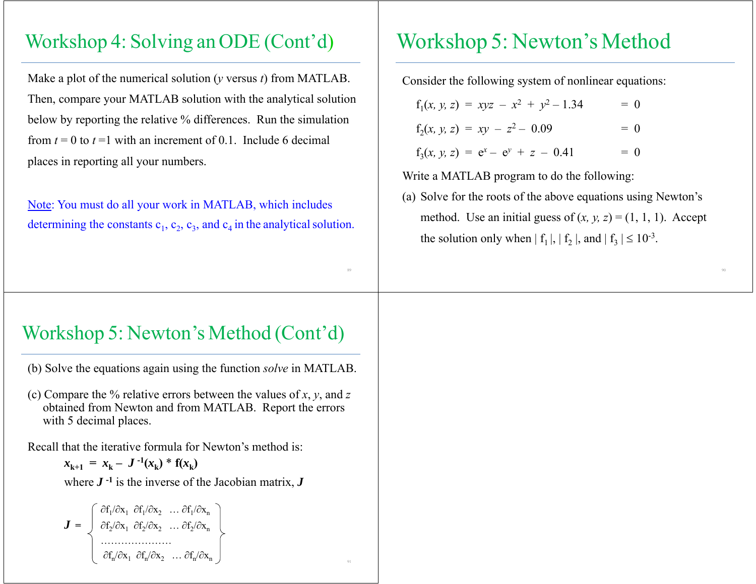## Workshop 4: Solving an ODE (Cont'd)

Make a plot of the numerical solution ($y$ versus $t$) from MATLAB. Then, compare your MATLAB solution with the analytical solution below by reporting the relative % differences. Run the simulation from $t = 0$ to $t = 1$ with an increment of 0.1. Include 6 decimal places in reporting all your numbers.

Note: You must do all your work in MATLAB, which includes determining the constants $c_1$, $c_2$, $c_3$, and $c_4$ in the analytical solution.

## Workshop 5: Newton's Method

Consider the following system of nonlinear equations:

$$f_1(x, y, z) = xyz - x^2 + y^2 - 1.34 = 0$$

$$f_2(x, y, z) = xy - z^2 - 0.09 = 0$$

$$f_3(x, y, z) = e^x - e^y + z - 0.41 = 0$$

Write a MATLAB program to do the following:

(a) Solve for the roots of the above equations using Newton's method. Use an initial guess of $(x, y, z) = (1, 1, 1)$. Accept the solution only when $|f_1|$, $|f_2|$, and $|f_3| \leq 10^{-3}$.

## Workshop 5: Newton's Method (Cont'd)

(b) Solve the equations again using the function *solve* in MATLAB.

(c) Compare the % relative errors between the values of $x$, $y$, and $z$ obtained from Newton and from MATLAB. Report the errors with 5 decimal places.

Recall that the iterative formula for Newton's method is:

$$\mathbf{x}_{k+1} = \mathbf{x}_k - \boldsymbol{J}^{-1}(\mathbf{x}_k) * \mathbf{f}(\mathbf{x}_k)$$

where $\boldsymbol{J}^{-1}$ is the inverse of the Jacobian matrix, $\boldsymbol{J}$

$$\boldsymbol{J} = \left\{ \begin{array}{cccc} \partial f_1/\partial x_1 & \partial f_1/\partial x_2 & \dots & \partial f_1/\partial x_n \\ \partial f_2/\partial x_1 & \partial f_2/\partial x_2 & \dots & \partial f_2/\partial x_n \\ \dots & \dots & \dots & \dots \\ \partial f_n/\partial x_1 & \partial f_n/\partial x_2 & \dots & \partial f_n/\partial x_n \end{array} \right\}$$